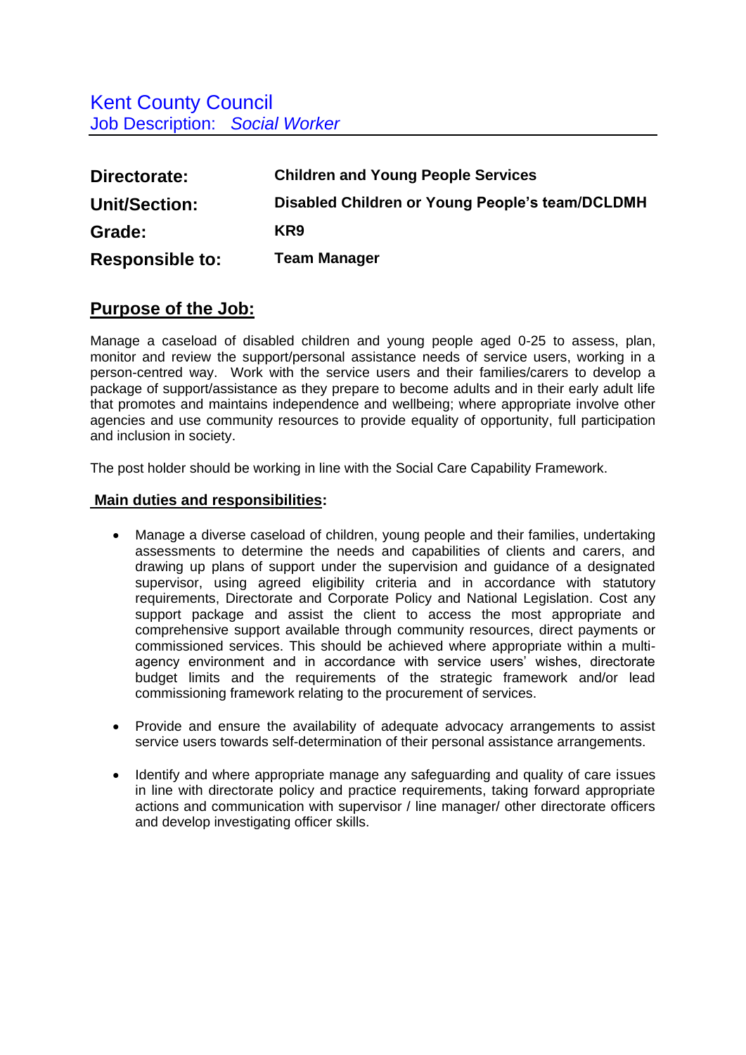# Kent County Council

Job Description: *Social Worker*

| | |
|---|---|
| **Directorate:** | **Children and Young People Services** |
| **Unit/Section:** | **Disabled Children or Young People's team/DCLDMH** |
| **Grade:** | **KR9** |
| **Responsible to:** | **Team Manager** |

## Purpose of the Job:

Manage a caseload of disabled children and young people aged 0-25 to assess, plan, monitor and review the support/personal assistance needs of service users, working in a person-centred way. Work with the service users and their families/carers to develop a package of support/assistance as they prepare to become adults and in their early adult life that promotes and maintains independence and wellbeing; where appropriate involve other agencies and use community resources to provide equality of opportunity, full participation and inclusion in society.

The post holder should be working in line with the Social Care Capability Framework.

### Main duties and responsibilities:

- Manage a diverse caseload of children, young people and their families, undertaking assessments to determine the needs and capabilities of clients and carers, and drawing up plans of support under the supervision and guidance of a designated supervisor, using agreed eligibility criteria and in accordance with statutory requirements, Directorate and Corporate Policy and National Legislation. Cost any support package and assist the client to access the most appropriate and comprehensive support available through community resources, direct payments or commissioned services. This should be achieved where appropriate within a multi-agency environment and in accordance with service users' wishes, directorate budget limits and the requirements of the strategic framework and/or lead commissioning framework relating to the procurement of services.

- Provide and ensure the availability of adequate advocacy arrangements to assist service users towards self-determination of their personal assistance arrangements.

- Identify and where appropriate manage any safeguarding and quality of care issues in line with directorate policy and practice requirements, taking forward appropriate actions and communication with supervisor / line manager/ other directorate officers and develop investigating officer skills.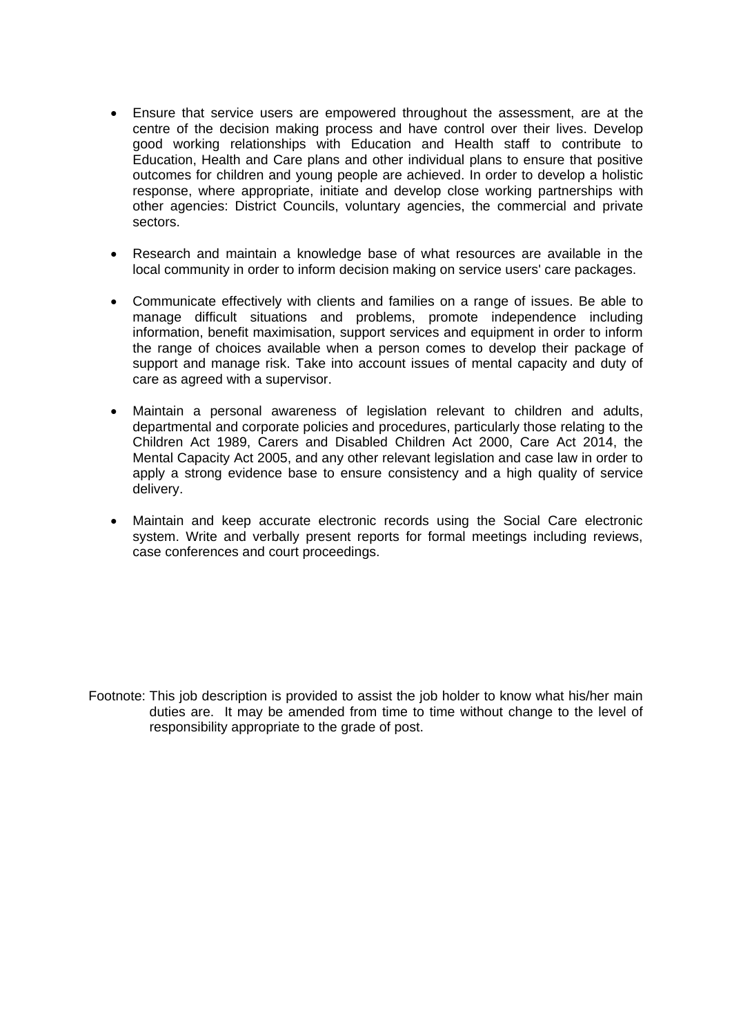- Ensure that service users are empowered throughout the assessment, are at the centre of the decision making process and have control over their lives. Develop good working relationships with Education and Health staff to contribute to Education, Health and Care plans and other individual plans to ensure that positive outcomes for children and young people are achieved. In order to develop a holistic response, where appropriate, initiate and develop close working partnerships with other agencies: District Councils, voluntary agencies, the commercial and private sectors.

- Research and maintain a knowledge base of what resources are available in the local community in order to inform decision making on service users' care packages.

- Communicate effectively with clients and families on a range of issues. Be able to manage difficult situations and problems, promote independence including information, benefit maximisation, support services and equipment in order to inform the range of choices available when a person comes to develop their package of support and manage risk. Take into account issues of mental capacity and duty of care as agreed with a supervisor.

- Maintain a personal awareness of legislation relevant to children and adults, departmental and corporate policies and procedures, particularly those relating to the Children Act 1989, Carers and Disabled Children Act 2000, Care Act 2014, the Mental Capacity Act 2005, and any other relevant legislation and case law in order to apply a strong evidence base to ensure consistency and a high quality of service delivery.

- Maintain and keep accurate electronic records using the Social Care electronic system. Write and verbally present reports for formal meetings including reviews, case conferences and court proceedings.

Footnote: This job description is provided to assist the job holder to know what his/her main duties are. It may be amended from time to time without change to the level of responsibility appropriate to the grade of post.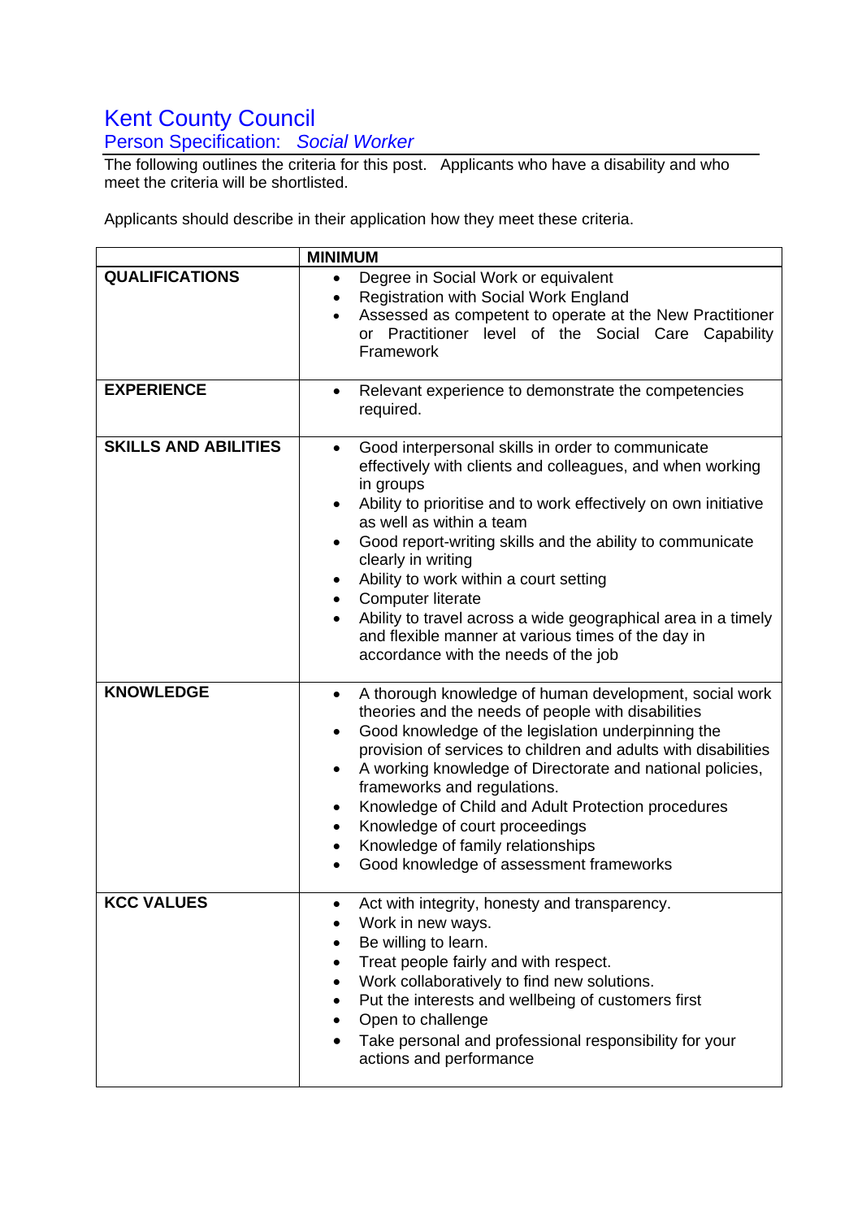# Kent County Council

## Person Specification: *Social Worker*

The following outlines the criteria for this post. Applicants who have a disability and who meet the criteria will be shortlisted.

Applicants should describe in their application how they meet these criteria.

| | **MINIMUM** |
|---|---|
| **QUALIFICATIONS** | • Degree in Social Work or equivalent<br>• Registration with Social Work England<br>• Assessed as competent to operate at the New Practitioner or Practitioner level of the Social Care Capability Framework |
| **EXPERIENCE** | • Relevant experience to demonstrate the competencies required. |
| **SKILLS AND ABILITIES** | • Good interpersonal skills in order to communicate effectively with clients and colleagues, and when working in groups<br>• Ability to prioritise and to work effectively on own initiative as well as within a team<br>• Good report-writing skills and the ability to communicate clearly in writing<br>• Ability to work within a court setting<br>• Computer literate<br>• Ability to travel across a wide geographical area in a timely and flexible manner at various times of the day in accordance with the needs of the job |
| **KNOWLEDGE** | • A thorough knowledge of human development, social work theories and the needs of people with disabilities<br>• Good knowledge of the legislation underpinning the provision of services to children and adults with disabilities<br>• A working knowledge of Directorate and national policies, frameworks and regulations.<br>• Knowledge of Child and Adult Protection procedures<br>• Knowledge of court proceedings<br>• Knowledge of family relationships<br>• Good knowledge of assessment frameworks |
| **KCC VALUES** | • Act with integrity, honesty and transparency.<br>• Work in new ways.<br>• Be willing to learn.<br>• Treat people fairly and with respect.<br>• Work collaboratively to find new solutions.<br>• Put the interests and wellbeing of customers first<br>• Open to challenge<br>• Take personal and professional responsibility for your actions and performance |